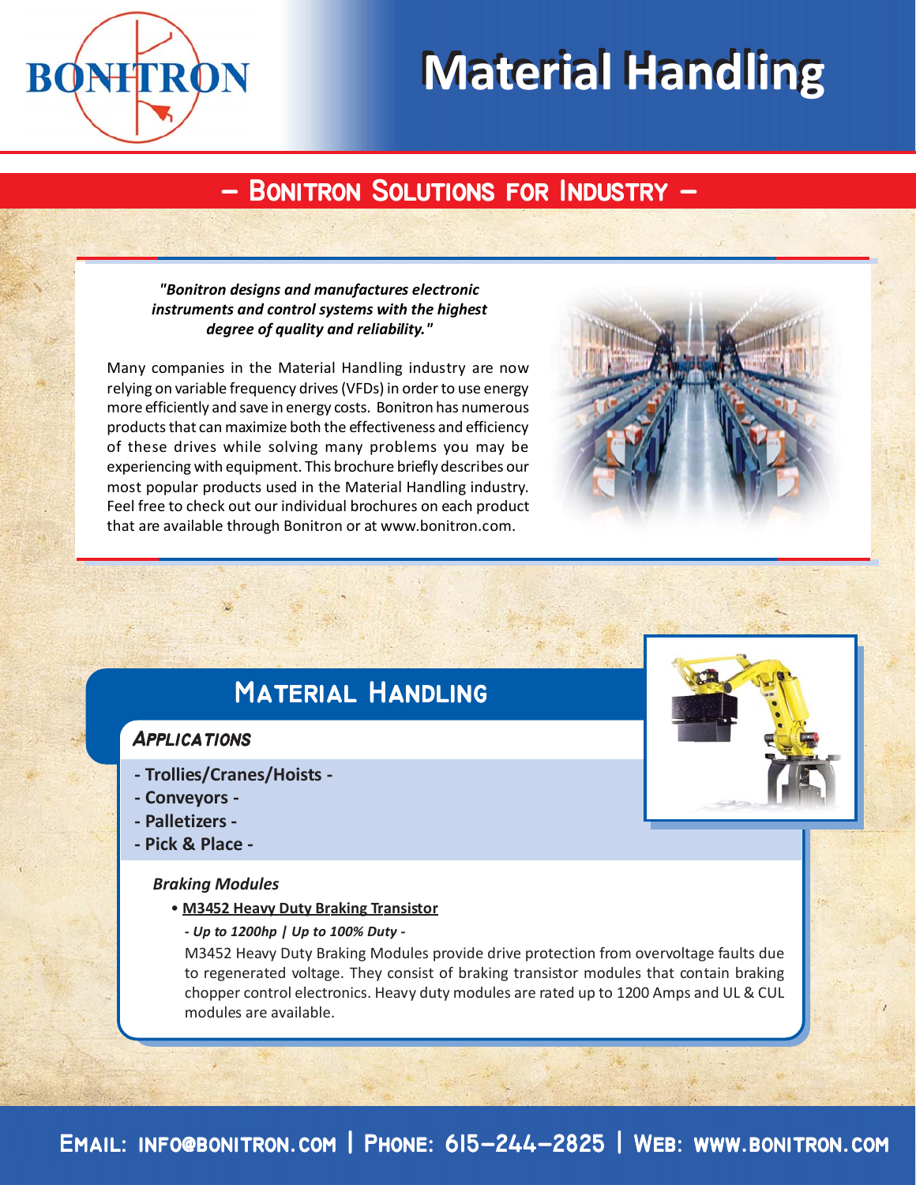BONITRON

# Material Handling

## – Bonitron Solutions for Industry –

***"Bonitron designs and manufactures electronic instruments and control systems with the highest degree of quality and reliability."***

Many companies in the Material Handling industry are now relying on variable frequency drives (VFDs) in order to use energy more efficiently and save in energy costs. Bonitron has numerous products that can maximize both the effectiveness and efficiency of these drives while solving many problems you may be experiencing with equipment. This brochure briefly describes our most popular products used in the Material Handling industry. Feel free to check out our individual brochures on each product that are available through Bonitron or at www.bonitron.com.

## Material Handling

### *Applications*

- **- Trollies/Cranes/Hoists -**
- **- Conveyors -**
- **- Palletizers -**
- **- Pick & Place -**

#### *Braking Modules*

- **M3452 Heavy Duty Braking Transistor**

  ***- Up to 1200hp | Up to 100% Duty -***

  M3452 Heavy Duty Braking Modules provide drive protection from overvoltage faults due to regenerated voltage. They consist of braking transistor modules that contain braking chopper control electronics. Heavy duty modules are rated up to 1200 Amps and UL & CUL modules are available.

Email: info@bonitron.com | Phone: 615-244-2825 | Web: www.bonitron.com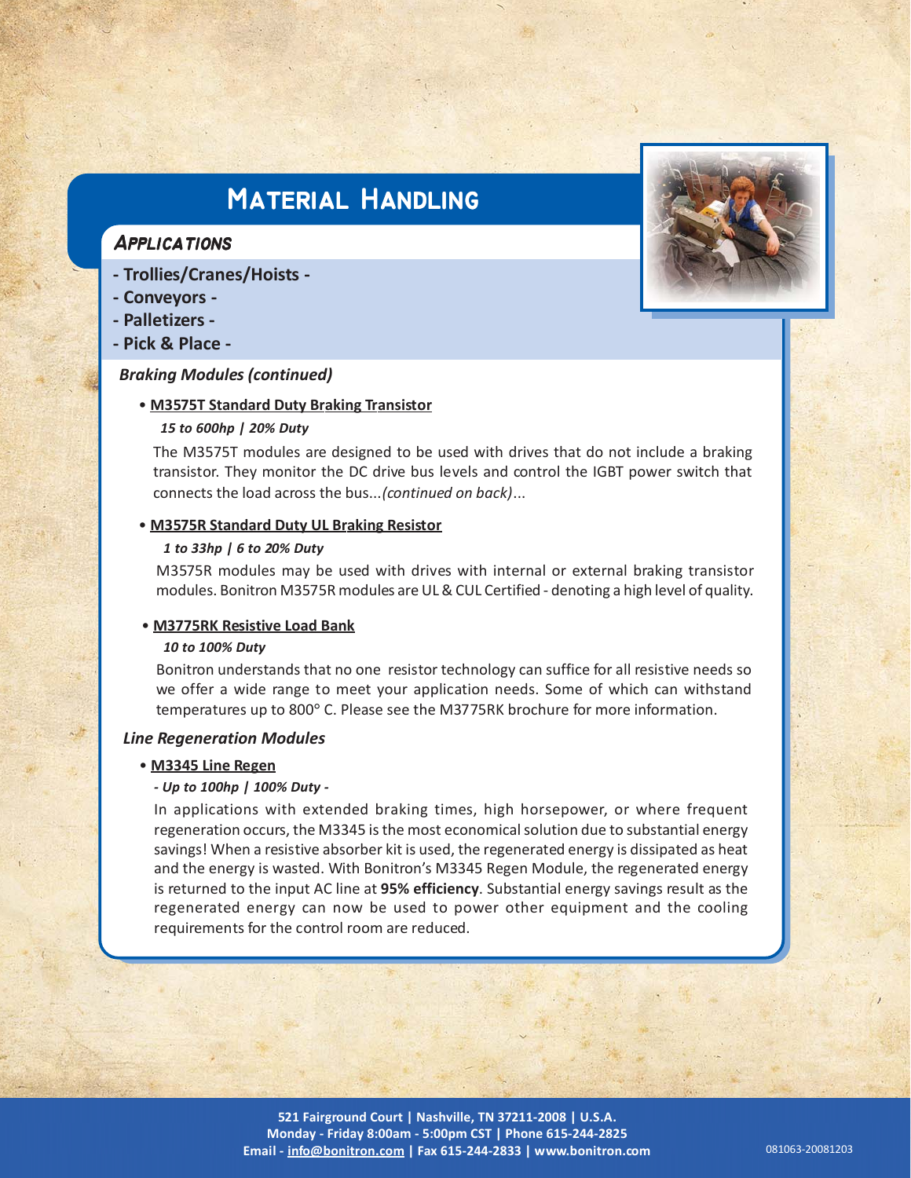# Material Handling

## Applications

- Trollies/Cranes/Hoists -
- Conveyors -
- Palletizers -
- Pick & Place -

### *Braking Modules (continued)*

- **M3575T Standard Duty Braking Transistor**

  ***15 to 600hp | 20% Duty***

  The M3575T modules are designed to be used with drives that do not include a braking transistor. They monitor the DC drive bus levels and control the IGBT power switch that connects the load across the bus...*(continued on back)*...

- **M3575R Standard Duty UL Braking Resistor**

  ***1 to 33hp | 6 to 20% Duty***

  M3575R modules may be used with drives with internal or external braking transistor modules. Bonitron M3575R modules are UL & CUL Certified - denoting a high level of quality.

- **M3775RK Resistive Load Bank**

  ***10 to 100% Duty***

  Bonitron understands that no one resistor technology can suffice for all resistive needs so we offer a wide range to meet your application needs. Some of which can withstand temperatures up to 800° C. Please see the M3775RK brochure for more information.

### *Line Regeneration Modules*

- **M3345 Line Regen**

  ***- Up to 100hp | 100% Duty -***

  In applications with extended braking times, high horsepower, or where frequent regeneration occurs, the M3345 is the most economical solution due to substantial energy savings! When a resistive absorber kit is used, the regenerated energy is dissipated as heat and the energy is wasted. With Bonitron's M3345 Regen Module, the regenerated energy is returned to the input AC line at **95% efficiency**. Substantial energy savings result as the regenerated energy can now be used to power other equipment and the cooling requirements for the control room are reduced.

**521 Fairground Court | Nashville, TN 37211-2008 | U.S.A.**
**Monday - Friday 8:00am - 5:00pm CST | Phone 615-244-2825**
**Email - info@bonitron.com | Fax 615-244-2833 | www.bonitron.com**

081063-20081203